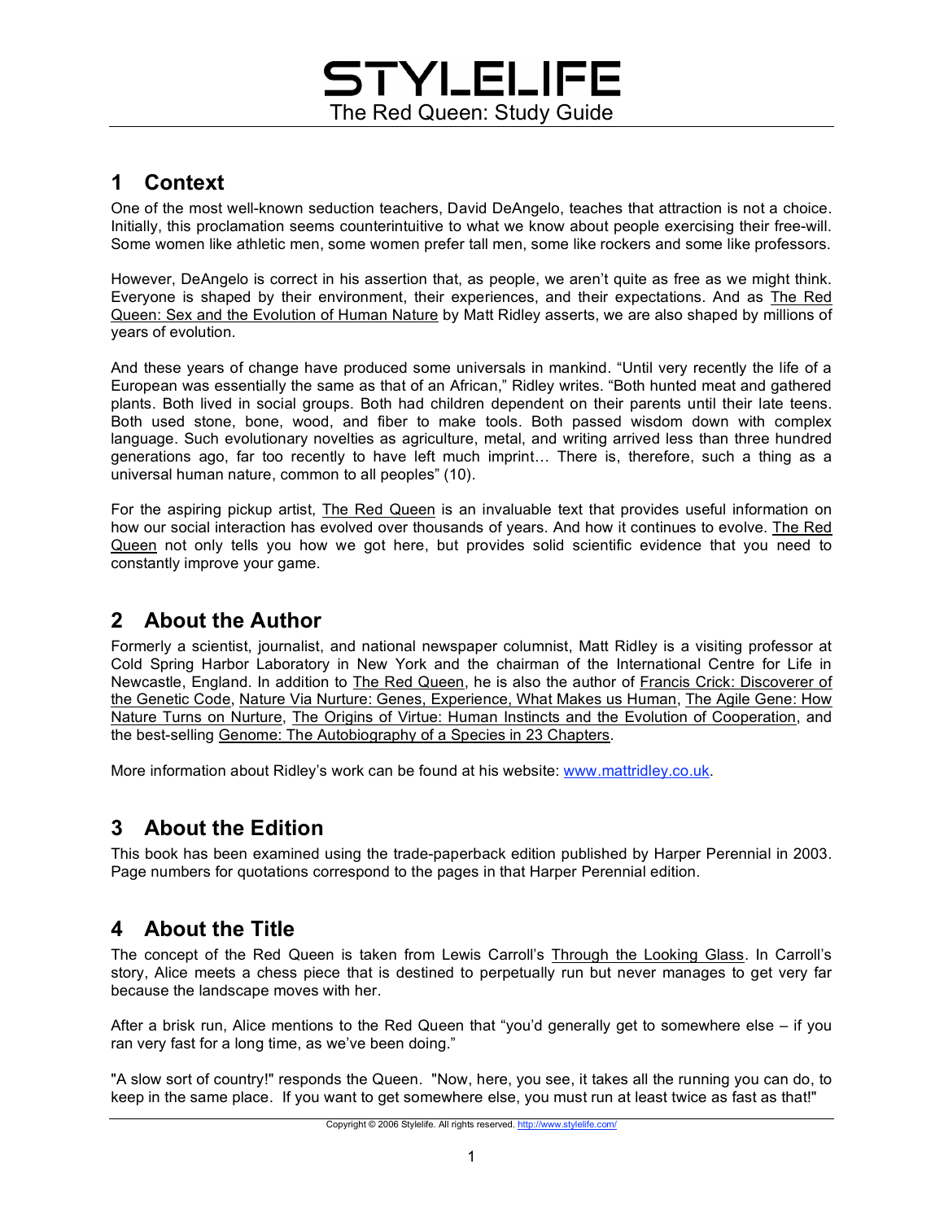# STYLELIFE

The Red Queen: Study Guide

## 1 Context

One of the most well-known seduction teachers, David DeAngelo, teaches that attraction is not a choice. Initially, this proclamation seems counterintuitive to what we know about people exercising their free-will. Some women like athletic men, some women prefer tall men, some like rockers and some like professors.

However, DeAngelo is correct in his assertion that, as people, we aren't quite as free as we might think. Everyone is shaped by their environment, their experiences, and their expectations. And as The Red Queen: Sex and the Evolution of Human Nature by Matt Ridley asserts, we are also shaped by millions of years of evolution.

And these years of change have produced some universals in mankind. "Until very recently the life of a European was essentially the same as that of an African," Ridley writes. "Both hunted meat and gathered plants. Both lived in social groups. Both had children dependent on their parents until their late teens. Both used stone, bone, wood, and fiber to make tools. Both passed wisdom down with complex language. Such evolutionary novelties as agriculture, metal, and writing arrived less than three hundred generations ago, far too recently to have left much imprint… There is, therefore, such a thing as a universal human nature, common to all peoples" (10).

For the aspiring pickup artist, The Red Queen is an invaluable text that provides useful information on how our social interaction has evolved over thousands of years. And how it continues to evolve. The Red Queen not only tells you how we got here, but provides solid scientific evidence that you need to constantly improve your game.

## 2 About the Author

Formerly a scientist, journalist, and national newspaper columnist, Matt Ridley is a visiting professor at Cold Spring Harbor Laboratory in New York and the chairman of the International Centre for Life in Newcastle, England. In addition to The Red Queen, he is also the author of Francis Crick: Discoverer of the Genetic Code, Nature Via Nurture: Genes, Experience, What Makes us Human, The Agile Gene: How Nature Turns on Nurture, The Origins of Virtue: Human Instincts and the Evolution of Cooperation, and the best-selling Genome: The Autobiography of a Species in 23 Chapters.

More information about Ridley's work can be found at his website: www.mattridley.co.uk.

## 3 About the Edition

This book has been examined using the trade-paperback edition published by Harper Perennial in 2003. Page numbers for quotations correspond to the pages in that Harper Perennial edition.

## 4 About the Title

The concept of the Red Queen is taken from Lewis Carroll's Through the Looking Glass. In Carroll's story, Alice meets a chess piece that is destined to perpetually run but never manages to get very far because the landscape moves with her.

After a brisk run, Alice mentions to the Red Queen that "you'd generally get to somewhere else – if you ran very fast for a long time, as we've been doing."

"A slow sort of country!" responds the Queen. "Now, here, you see, it takes all the running you can do, to keep in the same place. If you want to get somewhere else, you must run at least twice as fast as that!"

Copyright © 2006 Stylelife. All rights reserved. http://www.stylelife.com/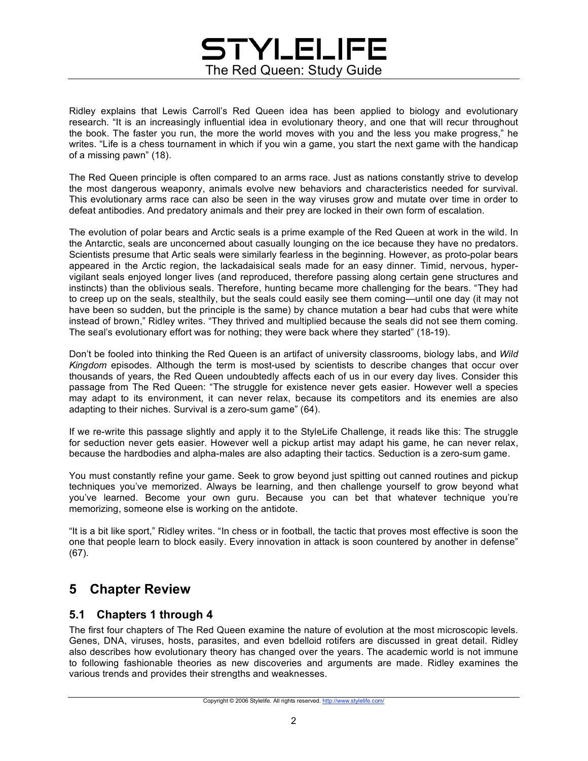Ridley explains that Lewis Carroll's Red Queen idea has been applied to biology and evolutionary research. "It is an increasingly influential idea in evolutionary theory, and one that will recur throughout the book. The faster you run, the more the world moves with you and the less you make progress," he writes. "Life is a chess tournament in which if you win a game, you start the next game with the handicap of a missing pawn" (18).

The Red Queen principle is often compared to an arms race. Just as nations constantly strive to develop the most dangerous weaponry, animals evolve new behaviors and characteristics needed for survival. This evolutionary arms race can also be seen in the way viruses grow and mutate over time in order to defeat antibodies. And predatory animals and their prey are locked in their own form of escalation.

The evolution of polar bears and Arctic seals is a prime example of the Red Queen at work in the wild. In the Antarctic, seals are unconcerned about casually lounging on the ice because they have no predators. Scientists presume that Artic seals were similarly fearless in the beginning. However, as proto-polar bears appeared in the Arctic region, the lackadaisical seals made for an easy dinner. Timid, nervous, hyper-vigilant seals enjoyed longer lives (and reproduced, therefore passing along certain gene structures and instincts) than the oblivious seals. Therefore, hunting became more challenging for the bears. "They had to creep up on the seals, stealthily, but the seals could easily see them coming—until one day (it may not have been so sudden, but the principle is the same) by chance mutation a bear had cubs that were white instead of brown," Ridley writes. "They thrived and multiplied because the seals did not see them coming. The seal's evolutionary effort was for nothing; they were back where they started" (18-19).

Don't be fooled into thinking the Red Queen is an artifact of university classrooms, biology labs, and *Wild Kingdom* episodes. Although the term is most-used by scientists to describe changes that occur over thousands of years, the Red Queen undoubtedly affects each of us in our every day lives. Consider this passage from The Red Queen: "The struggle for existence never gets easier. However well a species may adapt to its environment, it can never relax, because its competitors and its enemies are also adapting to their niches. Survival is a zero-sum game" (64).

If we re-write this passage slightly and apply it to the StyleLife Challenge, it reads like this: The struggle for seduction never gets easier. However well a pickup artist may adapt his game, he can never relax, because the hardbodies and alpha-males are also adapting their tactics. Seduction is a zero-sum game.

You must constantly refine your game. Seek to grow beyond just spitting out canned routines and pickup techniques you've memorized. Always be learning, and then challenge yourself to grow beyond what you've learned. Become your own guru. Because you can bet that whatever technique you're memorizing, someone else is working on the antidote.

"It is a bit like sport," Ridley writes. "In chess or in football, the tactic that proves most effective is soon the one that people learn to block easily. Every innovation in attack is soon countered by another in defense" (67).

## 5 Chapter Review

### 5.1 Chapters 1 through 4

The first four chapters of The Red Queen examine the nature of evolution at the most microscopic levels. Genes, DNA, viruses, hosts, parasites, and even bdelloid rotifers are discussed in great detail. Ridley also describes how evolutionary theory has changed over the years. The academic world is not immune to following fashionable theories as new discoveries and arguments are made. Ridley examines the various trends and provides their strengths and weaknesses.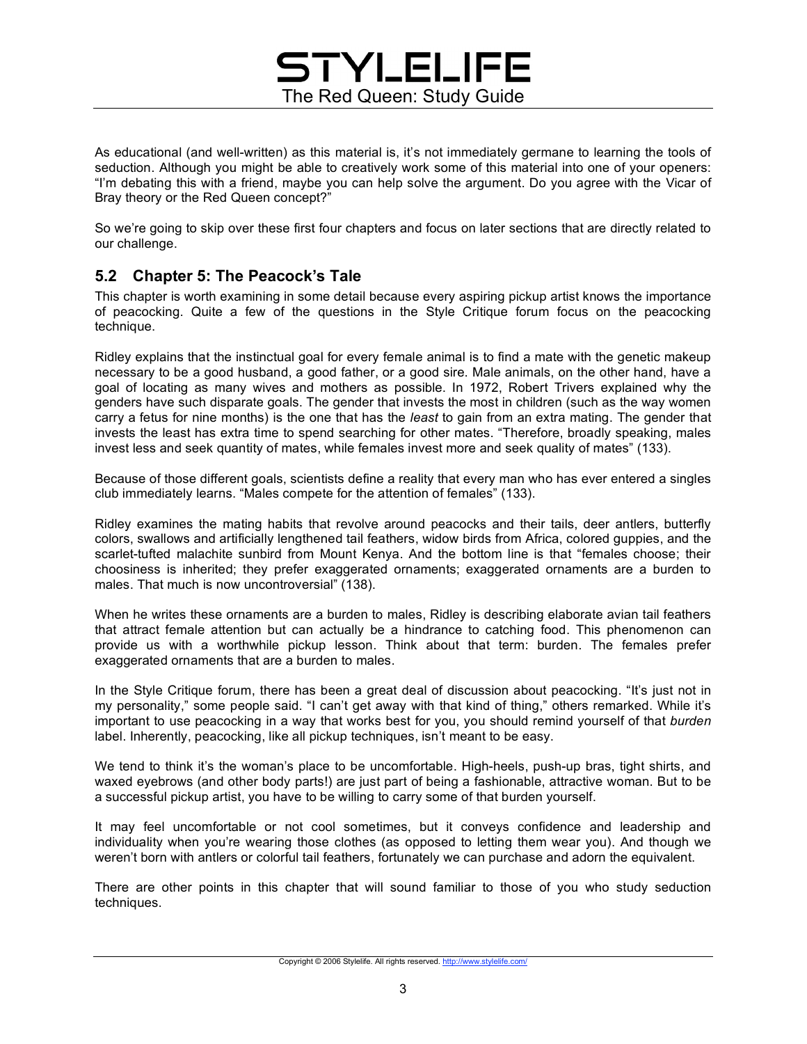As educational (and well-written) as this material is, it's not immediately germane to learning the tools of seduction. Although you might be able to creatively work some of this material into one of your openers: "I'm debating this with a friend, maybe you can help solve the argument. Do you agree with the Vicar of Bray theory or the Red Queen concept?"

So we're going to skip over these first four chapters and focus on later sections that are directly related to our challenge.

## 5.2 Chapter 5: The Peacock's Tale

This chapter is worth examining in some detail because every aspiring pickup artist knows the importance of peacocking. Quite a few of the questions in the Style Critique forum focus on the peacocking technique.

Ridley explains that the instinctual goal for every female animal is to find a mate with the genetic makeup necessary to be a good husband, a good father, or a good sire. Male animals, on the other hand, have a goal of locating as many wives and mothers as possible. In 1972, Robert Trivers explained why the genders have such disparate goals. The gender that invests the most in children (such as the way women carry a fetus for nine months) is the one that has the *least* to gain from an extra mating. The gender that invests the least has extra time to spend searching for other mates. "Therefore, broadly speaking, males invest less and seek quantity of mates, while females invest more and seek quality of mates" (133).

Because of those different goals, scientists define a reality that every man who has ever entered a singles club immediately learns. "Males compete for the attention of females" (133).

Ridley examines the mating habits that revolve around peacocks and their tails, deer antlers, butterfly colors, swallows and artificially lengthened tail feathers, widow birds from Africa, colored guppies, and the scarlet-tufted malachite sunbird from Mount Kenya. And the bottom line is that "females choose; their choosiness is inherited; they prefer exaggerated ornaments; exaggerated ornaments are a burden to males. That much is now uncontroversial" (138).

When he writes these ornaments are a burden to males, Ridley is describing elaborate avian tail feathers that attract female attention but can actually be a hindrance to catching food. This phenomenon can provide us with a worthwhile pickup lesson. Think about that term: burden. The females prefer exaggerated ornaments that are a burden to males.

In the Style Critique forum, there has been a great deal of discussion about peacocking. "It's just not in my personality," some people said. "I can't get away with that kind of thing," others remarked. While it's important to use peacocking in a way that works best for you, you should remind yourself of that *burden* label. Inherently, peacocking, like all pickup techniques, isn't meant to be easy.

We tend to think it's the woman's place to be uncomfortable. High-heels, push-up bras, tight shirts, and waxed eyebrows (and other body parts!) are just part of being a fashionable, attractive woman. But to be a successful pickup artist, you have to be willing to carry some of that burden yourself.

It may feel uncomfortable or not cool sometimes, but it conveys confidence and leadership and individuality when you're wearing those clothes (as opposed to letting them wear you). And though we weren't born with antlers or colorful tail feathers, fortunately we can purchase and adorn the equivalent.

There are other points in this chapter that will sound familiar to those of you who study seduction techniques.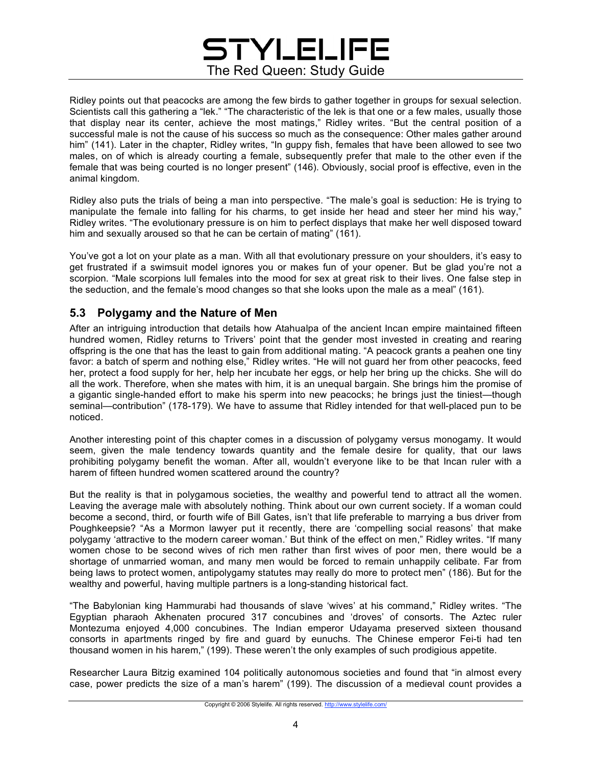Ridley points out that peacocks are among the few birds to gather together in groups for sexual selection. Scientists call this gathering a "lek." "The characteristic of the lek is that one or a few males, usually those that display near its center, achieve the most matings," Ridley writes. "But the central position of a successful male is not the cause of his success so much as the consequence: Other males gather around him" (141). Later in the chapter, Ridley writes, "In guppy fish, females that have been allowed to see two males, on of which is already courting a female, subsequently prefer that male to the other even if the female that was being courted is no longer present" (146). Obviously, social proof is effective, even in the animal kingdom.

Ridley also puts the trials of being a man into perspective. "The male's goal is seduction: He is trying to manipulate the female into falling for his charms, to get inside her head and steer her mind his way," Ridley writes. "The evolutionary pressure is on him to perfect displays that make her well disposed toward him and sexually aroused so that he can be certain of mating" (161).

You've got a lot on your plate as a man. With all that evolutionary pressure on your shoulders, it's easy to get frustrated if a swimsuit model ignores you or makes fun of your opener. But be glad you're not a scorpion. "Male scorpions lull females into the mood for sex at great risk to their lives. One false step in the seduction, and the female's mood changes so that she looks upon the male as a meal" (161).

## 5.3 Polygamy and the Nature of Men

After an intriguing introduction that details how Atahualpa of the ancient Incan empire maintained fifteen hundred women, Ridley returns to Trivers' point that the gender most invested in creating and rearing offspring is the one that has the least to gain from additional mating. "A peacock grants a peahen one tiny favor: a batch of sperm and nothing else," Ridley writes. "He will not guard her from other peacocks, feed her, protect a food supply for her, help her incubate her eggs, or help her bring up the chicks. She will do all the work. Therefore, when she mates with him, it is an unequal bargain. She brings him the promise of a gigantic single-handed effort to make his sperm into new peacocks; he brings just the tiniest—though seminal—contribution" (178-179). We have to assume that Ridley intended for that well-placed pun to be noticed.

Another interesting point of this chapter comes in a discussion of polygamy versus monogamy. It would seem, given the male tendency towards quantity and the female desire for quality, that our laws prohibiting polygamy benefit the woman. After all, wouldn't everyone like to be that Incan ruler with a harem of fifteen hundred women scattered around the country?

But the reality is that in polygamous societies, the wealthy and powerful tend to attract all the women. Leaving the average male with absolutely nothing. Think about our own current society. If a woman could become a second, third, or fourth wife of Bill Gates, isn't that life preferable to marrying a bus driver from Poughkeepsie? "As a Mormon lawyer put it recently, there are 'compelling social reasons' that make polygamy 'attractive to the modern career woman.' But think of the effect on men," Ridley writes. "If many women chose to be second wives of rich men rather than first wives of poor men, there would be a shortage of unmarried woman, and many men would be forced to remain unhappily celibate. Far from being laws to protect women, antipolygamy statutes may really do more to protect men" (186). But for the wealthy and powerful, having multiple partners is a long-standing historical fact.

"The Babylonian king Hammurabi had thousands of slave 'wives' at his command," Ridley writes. "The Egyptian pharaoh Akhenaten procured 317 concubines and 'droves' of consorts. The Aztec ruler Montezuma enjoyed 4,000 concubines. The Indian emperor Udayama preserved sixteen thousand consorts in apartments ringed by fire and guard by eunuchs. The Chinese emperor Fei-ti had ten thousand women in his harem," (199). These weren't the only examples of such prodigious appetite.

Researcher Laura Bitzig examined 104 politically autonomous societies and found that "in almost every case, power predicts the size of a man's harem" (199). The discussion of a medieval count provides a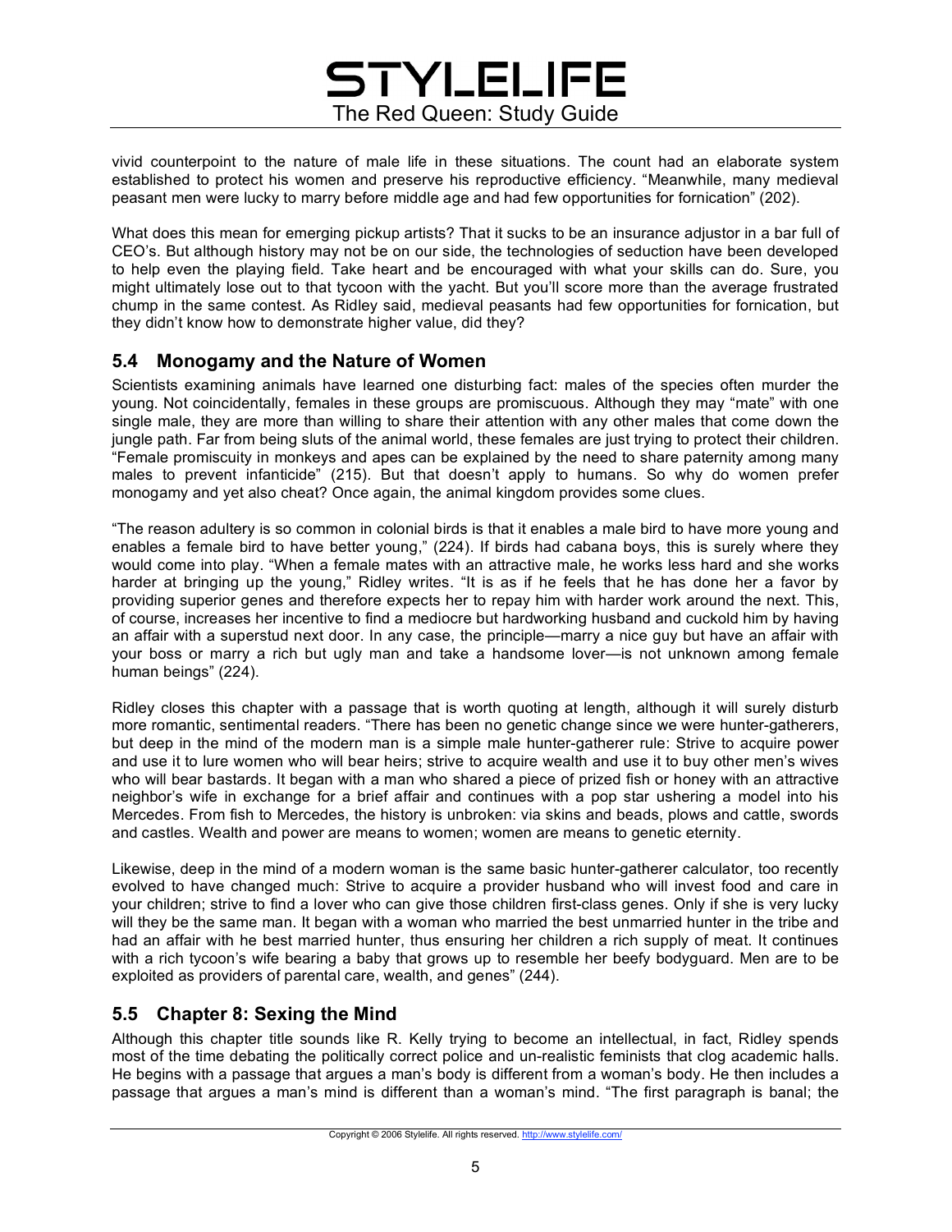vivid counterpoint to the nature of male life in these situations. The count had an elaborate system established to protect his women and preserve his reproductive efficiency. "Meanwhile, many medieval peasant men were lucky to marry before middle age and had few opportunities for fornication" (202).

What does this mean for emerging pickup artists? That it sucks to be an insurance adjustor in a bar full of CEO's. But although history may not be on our side, the technologies of seduction have been developed to help even the playing field. Take heart and be encouraged with what your skills can do. Sure, you might ultimately lose out to that tycoon with the yacht. But you'll score more than the average frustrated chump in the same contest. As Ridley said, medieval peasants had few opportunities for fornication, but they didn't know how to demonstrate higher value, did they?

## 5.4 Monogamy and the Nature of Women

Scientists examining animals have learned one disturbing fact: males of the species often murder the young. Not coincidentally, females in these groups are promiscuous. Although they may "mate" with one single male, they are more than willing to share their attention with any other males that come down the jungle path. Far from being sluts of the animal world, these females are just trying to protect their children. "Female promiscuity in monkeys and apes can be explained by the need to share paternity among many males to prevent infanticide" (215). But that doesn't apply to humans. So why do women prefer monogamy and yet also cheat? Once again, the animal kingdom provides some clues.

"The reason adultery is so common in colonial birds is that it enables a male bird to have more young and enables a female bird to have better young," (224). If birds had cabana boys, this is surely where they would come into play. "When a female mates with an attractive male, he works less hard and she works harder at bringing up the young," Ridley writes. "It is as if he feels that he has done her a favor by providing superior genes and therefore expects her to repay him with harder work around the next. This, of course, increases her incentive to find a mediocre but hardworking husband and cuckold him by having an affair with a superstud next door. In any case, the principle—marry a nice guy but have an affair with your boss or marry a rich but ugly man and take a handsome lover—is not unknown among female human beings" (224).

Ridley closes this chapter with a passage that is worth quoting at length, although it will surely disturb more romantic, sentimental readers. "There has been no genetic change since we were hunter-gatherers, but deep in the mind of the modern man is a simple male hunter-gatherer rule: Strive to acquire power and use it to lure women who will bear heirs; strive to acquire wealth and use it to buy other men's wives who will bear bastards. It began with a man who shared a piece of prized fish or honey with an attractive neighbor's wife in exchange for a brief affair and continues with a pop star ushering a model into his Mercedes. From fish to Mercedes, the history is unbroken: via skins and beads, plows and cattle, swords and castles. Wealth and power are means to women; women are means to genetic eternity.

Likewise, deep in the mind of a modern woman is the same basic hunter-gatherer calculator, too recently evolved to have changed much: Strive to acquire a provider husband who will invest food and care in your children; strive to find a lover who can give those children first-class genes. Only if she is very lucky will they be the same man. It began with a woman who married the best unmarried hunter in the tribe and had an affair with he best married hunter, thus ensuring her children a rich supply of meat. It continues with a rich tycoon's wife bearing a baby that grows up to resemble her beefy bodyguard. Men are to be exploited as providers of parental care, wealth, and genes" (244).

## 5.5 Chapter 8: Sexing the Mind

Although this chapter title sounds like R. Kelly trying to become an intellectual, in fact, Ridley spends most of the time debating the politically correct police and un-realistic feminists that clog academic halls. He begins with a passage that argues a man's body is different from a woman's body. He then includes a passage that argues a man's mind is different than a woman's mind. "The first paragraph is banal; the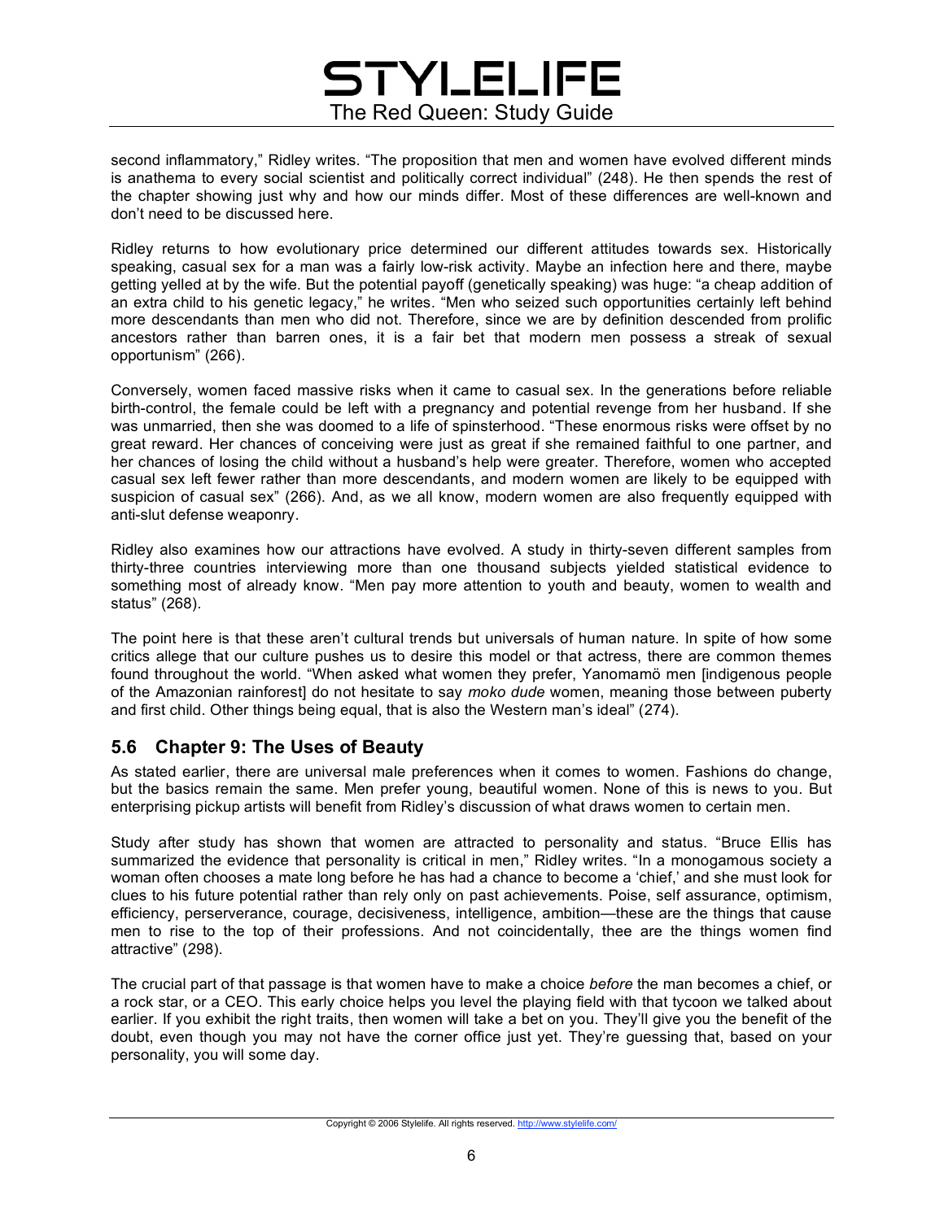second inflammatory," Ridley writes. "The proposition that men and women have evolved different minds is anathema to every social scientist and politically correct individual" (248). He then spends the rest of the chapter showing just why and how our minds differ. Most of these differences are well-known and don't need to be discussed here.

Ridley returns to how evolutionary price determined our different attitudes towards sex. Historically speaking, casual sex for a man was a fairly low-risk activity. Maybe an infection here and there, maybe getting yelled at by the wife. But the potential payoff (genetically speaking) was huge: "a cheap addition of an extra child to his genetic legacy," he writes. "Men who seized such opportunities certainly left behind more descendants than men who did not. Therefore, since we are by definition descended from prolific ancestors rather than barren ones, it is a fair bet that modern men possess a streak of sexual opportunism" (266).

Conversely, women faced massive risks when it came to casual sex. In the generations before reliable birth-control, the female could be left with a pregnancy and potential revenge from her husband. If she was unmarried, then she was doomed to a life of spinsterhood. "These enormous risks were offset by no great reward. Her chances of conceiving were just as great if she remained faithful to one partner, and her chances of losing the child without a husband's help were greater. Therefore, women who accepted casual sex left fewer rather than more descendants, and modern women are likely to be equipped with suspicion of casual sex" (266). And, as we all know, modern women are also frequently equipped with anti-slut defense weaponry.

Ridley also examines how our attractions have evolved. A study in thirty-seven different samples from thirty-three countries interviewing more than one thousand subjects yielded statistical evidence to something most of already know. "Men pay more attention to youth and beauty, women to wealth and status" (268).

The point here is that these aren't cultural trends but universals of human nature. In spite of how some critics allege that our culture pushes us to desire this model or that actress, there are common themes found throughout the world. "When asked what women they prefer, Yanomamö men [indigenous people of the Amazonian rainforest] do not hesitate to say *moko dude* women, meaning those between puberty and first child. Other things being equal, that is also the Western man's ideal" (274).

## 5.6 Chapter 9: The Uses of Beauty

As stated earlier, there are universal male preferences when it comes to women. Fashions do change, but the basics remain the same. Men prefer young, beautiful women. None of this is news to you. But enterprising pickup artists will benefit from Ridley's discussion of what draws women to certain men.

Study after study has shown that women are attracted to personality and status. "Bruce Ellis has summarized the evidence that personality is critical in men," Ridley writes. "In a monogamous society a woman often chooses a mate long before he has had a chance to become a 'chief,' and she must look for clues to his future potential rather than rely only on past achievements. Poise, self assurance, optimism, efficiency, perserverance, courage, decisiveness, intelligence, ambition—these are the things that cause men to rise to the top of their professions. And not coincidentally, thee are the things women find attractive" (298).

The crucial part of that passage is that women have to make a choice *before* the man becomes a chief, or a rock star, or a CEO. This early choice helps you level the playing field with that tycoon we talked about earlier. If you exhibit the right traits, then women will take a bet on you. They'll give you the benefit of the doubt, even though you may not have the corner office just yet. They're guessing that, based on your personality, you will some day.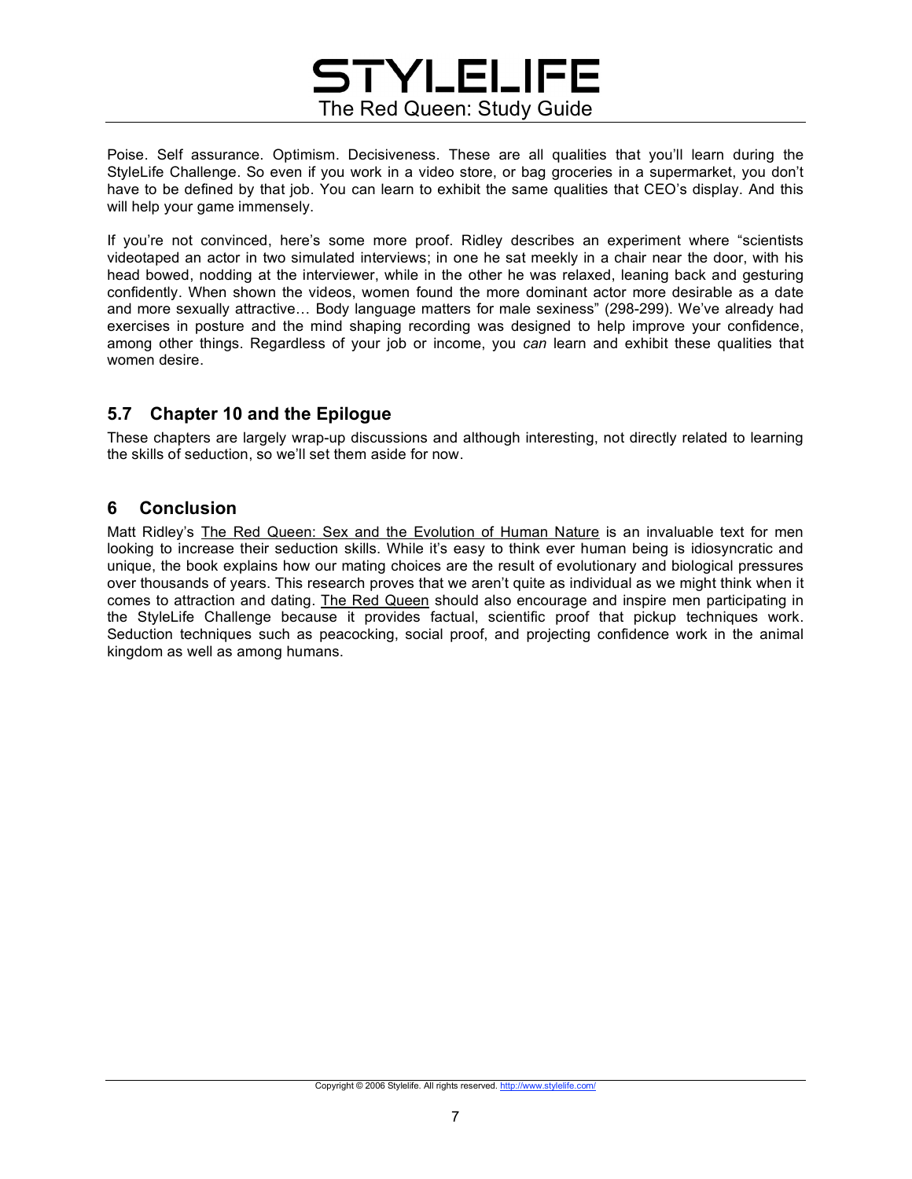Poise. Self assurance. Optimism. Decisiveness. These are all qualities that you'll learn during the StyleLife Challenge. So even if you work in a video store, or bag groceries in a supermarket, you don't have to be defined by that job. You can learn to exhibit the same qualities that CEO's display. And this will help your game immensely.

If you're not convinced, here's some more proof. Ridley describes an experiment where "scientists videotaped an actor in two simulated interviews; in one he sat meekly in a chair near the door, with his head bowed, nodding at the interviewer, while in the other he was relaxed, leaning back and gesturing confidently. When shown the videos, women found the more dominant actor more desirable as a date and more sexually attractive… Body language matters for male sexiness" (298-299). We've already had exercises in posture and the mind shaping recording was designed to help improve your confidence, among other things. Regardless of your job or income, you *can* learn and exhibit these qualities that women desire.

### 5.7 Chapter 10 and the Epilogue

These chapters are largely wrap-up discussions and although interesting, not directly related to learning the skills of seduction, so we'll set them aside for now.

## 6 Conclusion

Matt Ridley's The Red Queen: Sex and the Evolution of Human Nature is an invaluable text for men looking to increase their seduction skills. While it's easy to think ever human being is idiosyncratic and unique, the book explains how our mating choices are the result of evolutionary and biological pressures over thousands of years. This research proves that we aren't quite as individual as we might think when it comes to attraction and dating. The Red Queen should also encourage and inspire men participating in the StyleLife Challenge because it provides factual, scientific proof that pickup techniques work. Seduction techniques such as peacocking, social proof, and projecting confidence work in the animal kingdom as well as among humans.